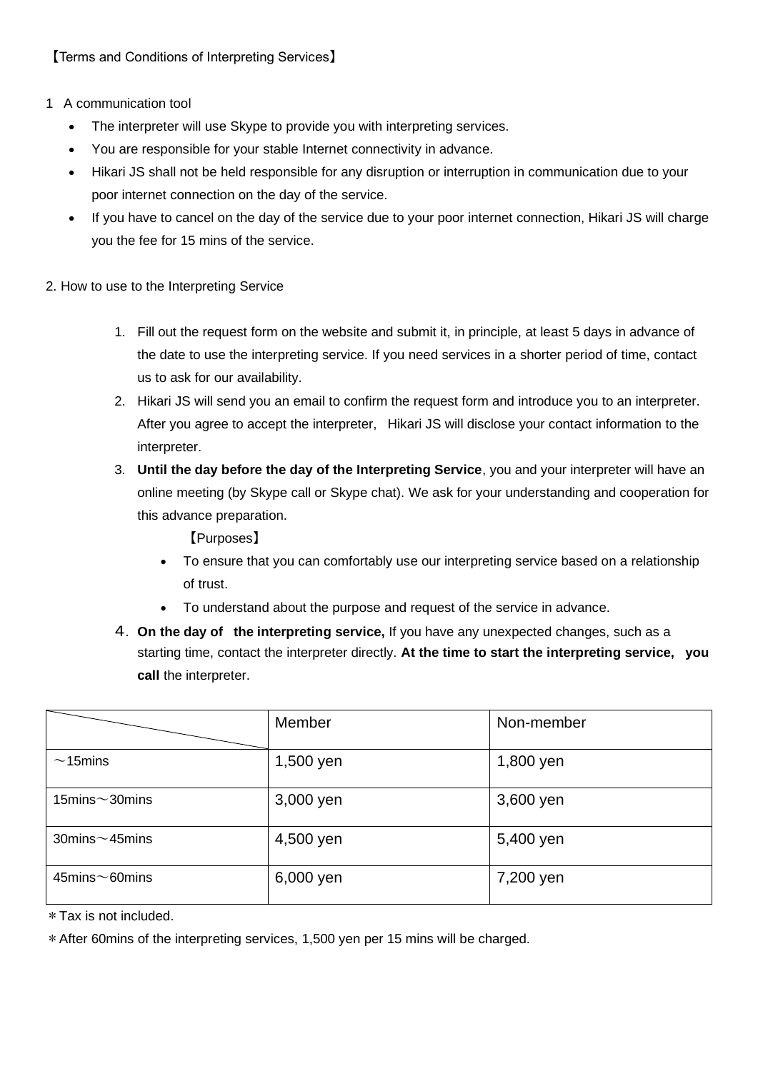【Terms and Conditions of Interpreting Services】

1 A communication tool

- The interpreter will use Skype to provide you with interpreting services.
- You are responsible for your stable Internet connectivity in advance.
- Hikari JS shall not be held responsible for any disruption or interruption in communication due to your poor internet connection on the day of the service.
- If you have to cancel on the day of the service due to your poor internet connection, Hikari JS will charge you the fee for 15 mins of the service.

2. How to use to the Interpreting Service

1. Fill out the request form on the website and submit it, in principle, at least 5 days in advance of the date to use the interpreting service. If you need services in a shorter period of time, contact us to ask for our availability.
2. Hikari JS will send you an email to confirm the request form and introduce you to an interpreter. After you agree to accept the interpreter, Hikari JS will disclose your contact information to the interpreter.
3. **Until the day before the day of the Interpreting Service**, you and your interpreter will have an online meeting (by Skype call or Skype chat). We ask for your understanding and cooperation for this advance preparation.

   【Purposes】

   - To ensure that you can comfortably use our interpreting service based on a relationship of trust.
   - To understand about the purpose and request of the service in advance.
4. **On the day of the interpreting service,** If you have any unexpected changes, such as a starting time, contact the interpreter directly. **At the time to start the interpreting service, you call** the interpreter.

| | Member | Non-member |
|---|---|---|
| ～15mins | 1,500 yen | 1,800 yen |
| 15mins～30mins | 3,000 yen | 3,600 yen |
| 30mins～45mins | 4,500 yen | 5,400 yen |
| 45mins～60mins | 6,000 yen | 7,200 yen |

＊Tax is not included.

＊After 60mins of the interpreting services, 1,500 yen per 15 mins will be charged.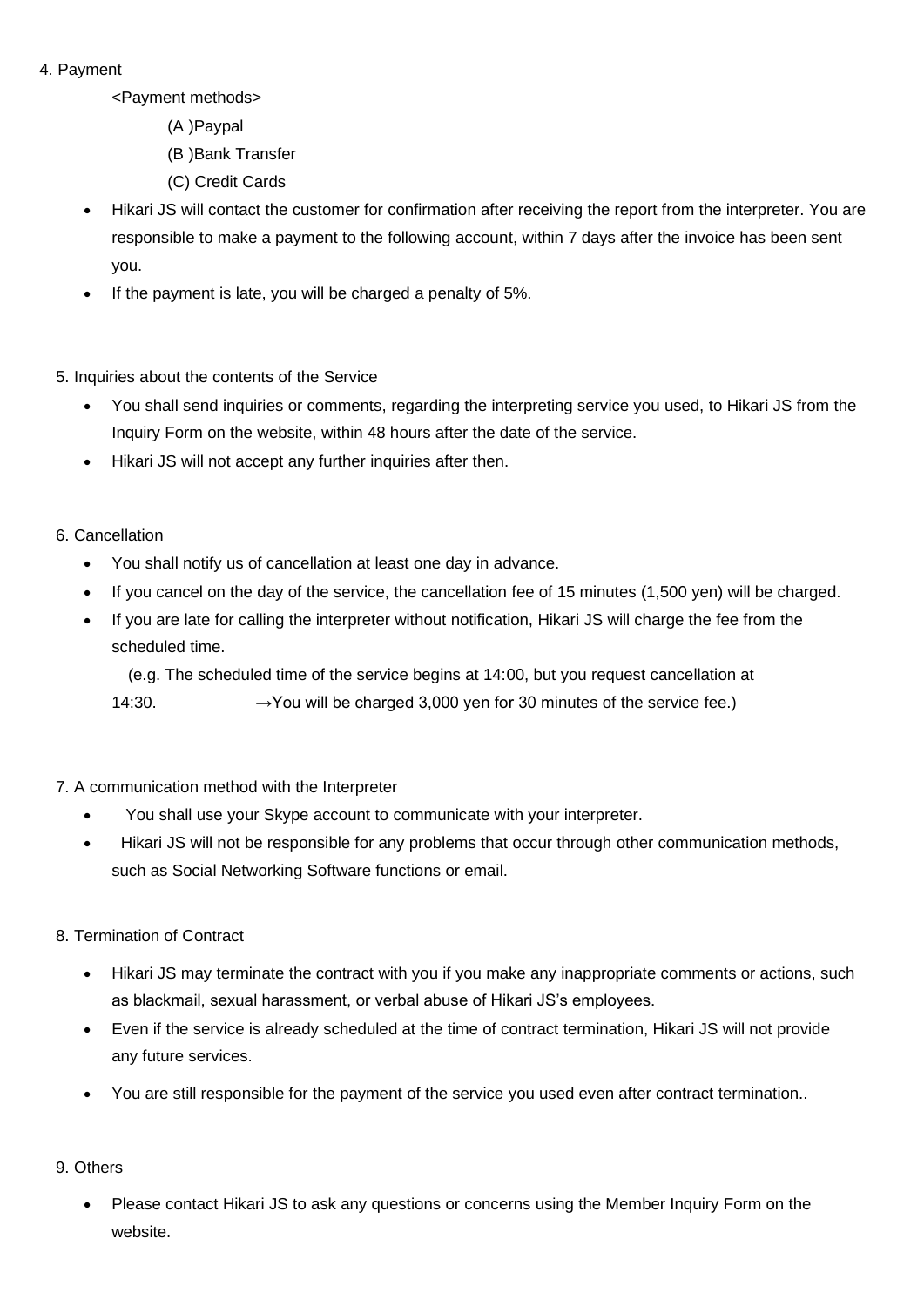4. Payment

<Payment methods>

(A )Paypal

(B )Bank Transfer

(C) Credit Cards

- Hikari JS will contact the customer for confirmation after receiving the report from the interpreter. You are responsible to make a payment to the following account, within 7 days after the invoice has been sent you.
- If the payment is late, you will be charged a penalty of 5%.

5. Inquiries about the contents of the Service

- You shall send inquiries or comments, regarding the interpreting service you used, to Hikari JS from the Inquiry Form on the website, within 48 hours after the date of the service.
- Hikari JS will not accept any further inquiries after then.

6. Cancellation

- You shall notify us of cancellation at least one day in advance.
- If you cancel on the day of the service, the cancellation fee of 15 minutes (1,500 yen) will be charged.
- If you are late for calling the interpreter without notification, Hikari JS will charge the fee from the scheduled time.

  (e.g. The scheduled time of the service begins at 14:00, but you request cancellation at 14:30. →You will be charged 3,000 yen for 30 minutes of the service fee.)

7. A communication method with the Interpreter

- You shall use your Skype account to communicate with your interpreter.
- Hikari JS will not be responsible for any problems that occur through other communication methods, such as Social Networking Software functions or email.

8. Termination of Contract

- Hikari JS may terminate the contract with you if you make any inappropriate comments or actions, such as blackmail, sexual harassment, or verbal abuse of Hikari JS's employees.
- Even if the service is already scheduled at the time of contract termination, Hikari JS will not provide any future services.
- You are still responsible for the payment of the service you used even after contract termination..

9. Others

- Please contact Hikari JS to ask any questions or concerns using the Member Inquiry Form on the website.